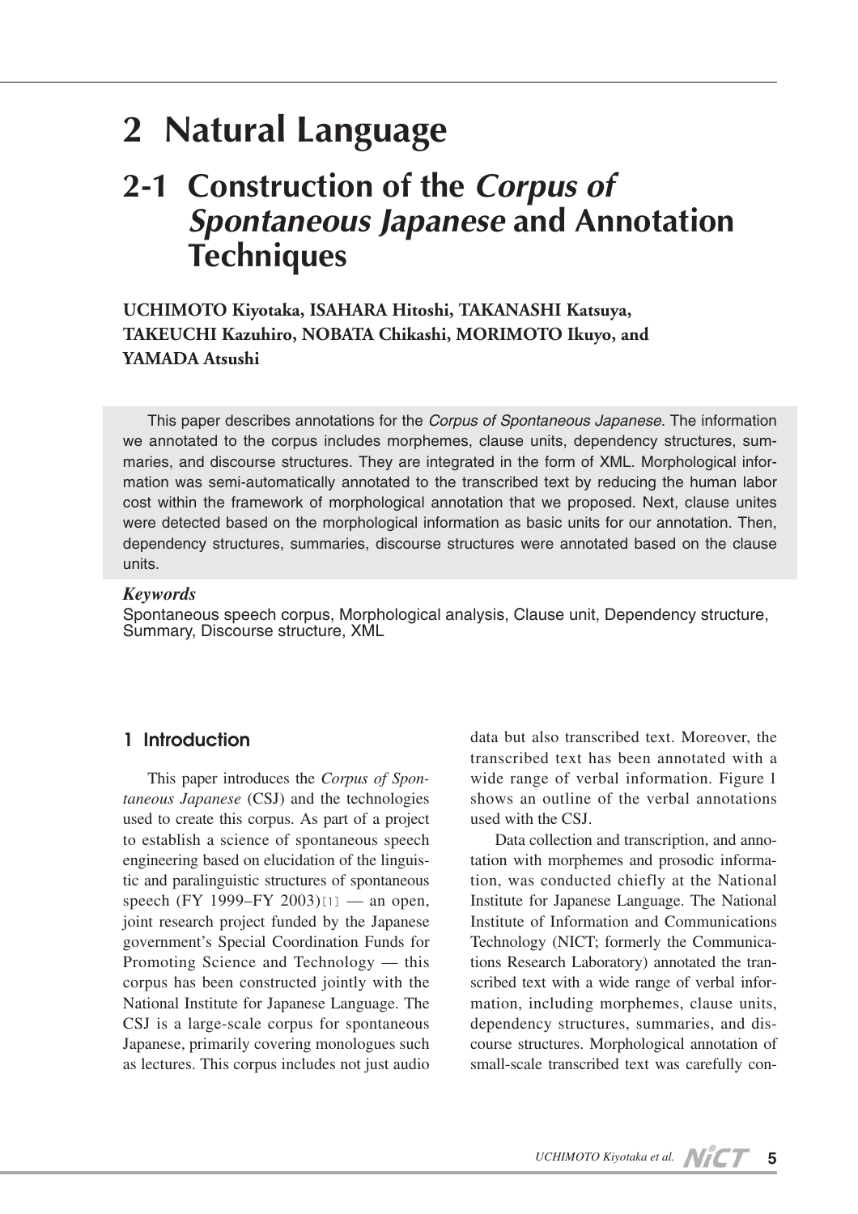# 2 Natural Language

## 2-1 Construction of the *Corpus of Spontaneous Japanese* and Annotation Techniques

**UCHIMOTO Kiyotaka, ISAHARA Hitoshi, TAKANASHI Katsuya, TAKEUCHI Kazuhiro, NOBATA Chikashi, MORIMOTO Ikuyo, and YAMADA Atsushi**

This paper describes annotations for the *Corpus of Spontaneous Japanese*. The information we annotated to the corpus includes morphemes, clause units, dependency structures, summaries, and discourse structures. They are integrated in the form of XML. Morphological information was semi-automatically annotated to the transcribed text by reducing the human labor cost within the framework of morphological annotation that we proposed. Next, clause unites were detected based on the morphological information as basic units for our annotation. Then, dependency structures, summaries, discourse structures were annotated based on the clause units.

***Keywords***

Spontaneous speech corpus, Morphological analysis, Clause unit, Dependency structure, Summary, Discourse structure, XML

### 1 Introduction

This paper introduces the *Corpus of Spontaneous Japanese* (CSJ) and the technologies used to create this corpus. As part of a project to establish a science of spontaneous speech engineering based on elucidation of the linguistic and paralinguistic structures of spontaneous speech (FY 1999–FY 2003)[1] — an open, joint research project funded by the Japanese government's Special Coordination Funds for Promoting Science and Technology — this corpus has been constructed jointly with the National Institute for Japanese Language. The CSJ is a large-scale corpus for spontaneous Japanese, primarily covering monologues such as lectures. This corpus includes not just audio data but also transcribed text. Moreover, the transcribed text has been annotated with a wide range of verbal information. Figure 1 shows an outline of the verbal annotations used with the CSJ.

Data collection and transcription, and annotation with morphemes and prosodic information, was conducted chiefly at the National Institute for Japanese Language. The National Institute of Information and Communications Technology (NICT; formerly the Communications Research Laboratory) annotated the transcribed text with a wide range of verbal information, including morphemes, clause units, dependency structures, summaries, and discourse structures. Morphological annotation of small-scale transcribed text was carefully con-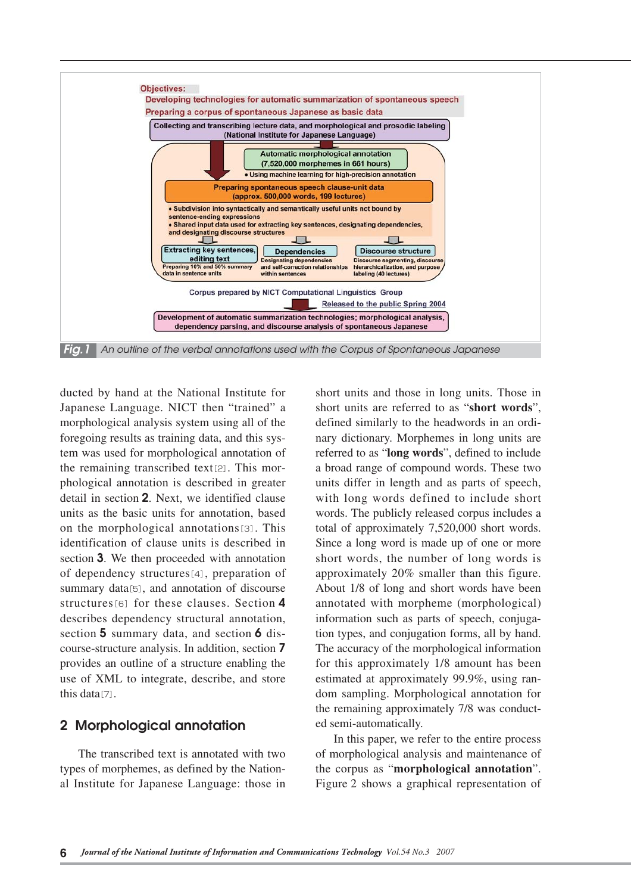Objectives:
Developing technologies for automatic summarization of spontaneous speech
Preparing a corpus of spontaneous Japanese as basic data

Collecting and transcribing lecture data, and morphological and prosodic labeling (National Institute for Japanese Language)

Automatic morphological annotation (7,520,000 morphemes in 661 hours)
• Using machine learning for high-precision annotation

Preparing spontaneous speech clause-unit data (approx. 500,000 words, 199 lectures)
• Subdivision into syntactically and semantically useful units not bound by sentence-ending expressions
• Shared input data used for extracting key sentences, designating dependencies, and designating discourse structures

Extracting key sentences, editing text — Preparing 10% and 50% summary data in sentence units
Dependencies — Designating dependencies and self-correction relationships within sentences
Discourse structure — Discourse segmenting, discourse hierarchicalization, and purpose labeling (40 lectures)

Corpus prepared by NICT Computational Linguistics Group
Released to the public Spring 2004

Development of automatic summarization technologies; morphological analysis, dependency parsing, and discourse analysis of spontaneous Japanese

*Fig.1* An outline of the verbal annotations used with the Corpus of Spontaneous Japanese

ducted by hand at the National Institute for Japanese Language. NICT then "trained" a morphological analysis system using all of the foregoing results as training data, and this system was used for morphological annotation of the remaining transcribed text[2]. This morphological annotation is described in greater detail in section **2**. Next, we identified clause units as the basic units for annotation, based on the morphological annotations[3]. This identification of clause units is described in section **3**. We then proceeded with annotation of dependency structures[4], preparation of summary data[5], and annotation of discourse structures[6] for these clauses. Section **4** describes dependency structural annotation, section **5** summary data, and section **6** discourse-structure analysis. In addition, section **7** provides an outline of a structure enabling the use of XML to integrate, describe, and store this data[7].

## 2 Morphological annotation

The transcribed text is annotated with two types of morphemes, as defined by the National Institute for Japanese Language: those in short units and those in long units. Those in short units are referred to as "**short words**", defined similarly to the headwords in an ordinary dictionary. Morphemes in long units are referred to as "**long words**", defined to include a broad range of compound words. These two units differ in length and as parts of speech, with long words defined to include short words. The publicly released corpus includes a total of approximately 7,520,000 short words. Since a long word is made up of one or more short words, the number of long words is approximately 20% smaller than this figure. About 1/8 of long and short words have been annotated with morpheme (morphological) information such as parts of speech, conjugation types, and conjugation forms, all by hand. The accuracy of the morphological information for this approximately 1/8 amount has been estimated at approximately 99.9%, using random sampling. Morphological annotation for the remaining approximately 7/8 was conducted semi-automatically.

In this paper, we refer to the entire process of morphological analysis and maintenance of the corpus as "**morphological annotation**". Figure 2 shows a graphical representation of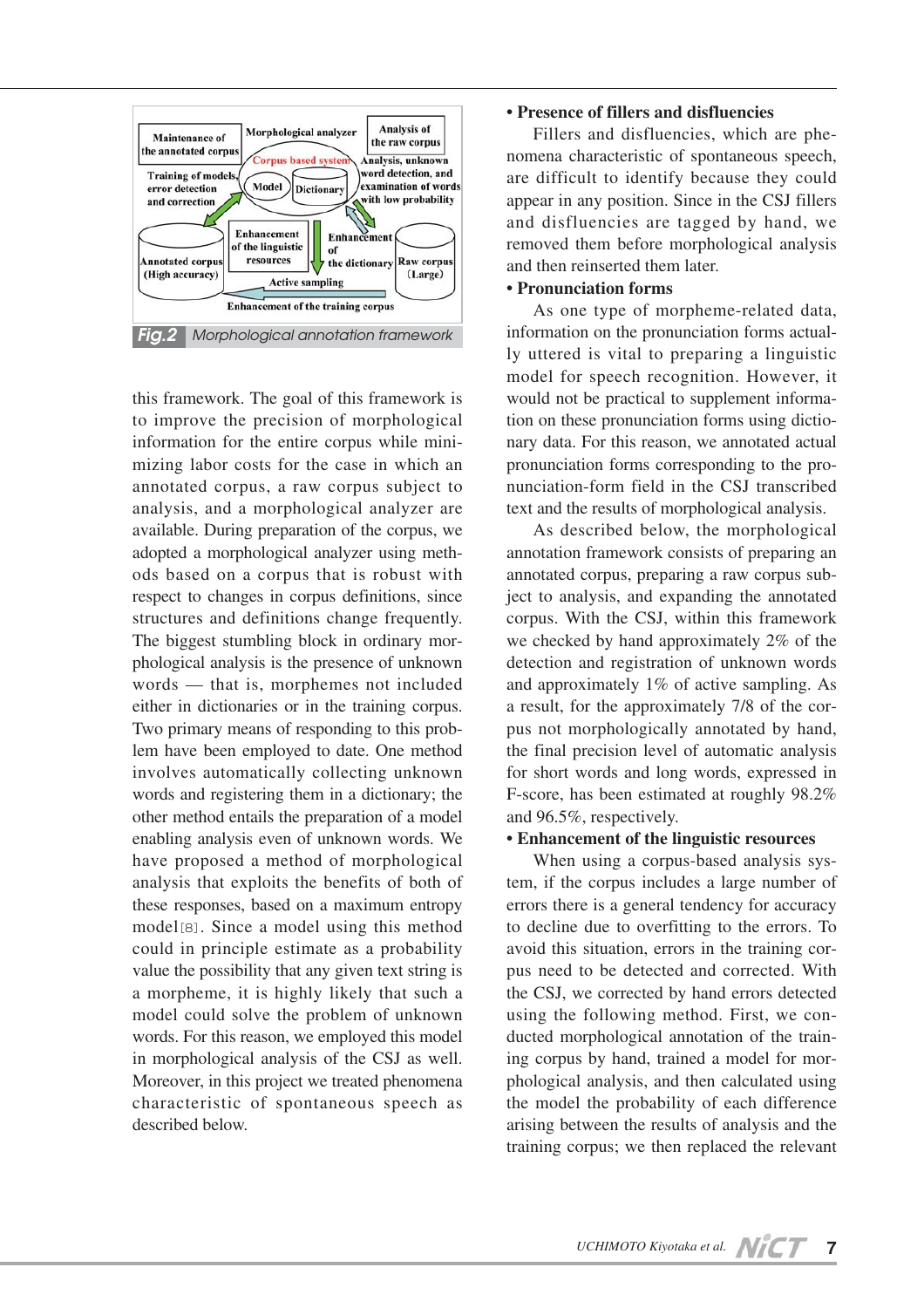Fig.2 Morphological annotation framework

this framework. The goal of this framework is to improve the precision of morphological information for the entire corpus while minimizing labor costs for the case in which an annotated corpus, a raw corpus subject to analysis, and a morphological analyzer are available. During preparation of the corpus, we adopted a morphological analyzer using methods based on a corpus that is robust with respect to changes in corpus definitions, since structures and definitions change frequently. The biggest stumbling block in ordinary morphological analysis is the presence of unknown words — that is, morphemes not included either in dictionaries or in the training corpus. Two primary means of responding to this problem have been employed to date. One method involves automatically collecting unknown words and registering them in a dictionary; the other method entails the preparation of a model enabling analysis even of unknown words. We have proposed a method of morphological analysis that exploits the benefits of both of these responses, based on a maximum entropy model[8]. Since a model using this method could in principle estimate as a probability value the possibility that any given text string is a morpheme, it is highly likely that such a model could solve the problem of unknown words. For this reason, we employed this model in morphological analysis of the CSJ as well. Moreover, in this project we treated phenomena characteristic of spontaneous speech as described below.

**• Presence of fillers and disfluencies**

Fillers and disfluencies, which are phenomena characteristic of spontaneous speech, are difficult to identify because they could appear in any position. Since in the CSJ fillers and disfluencies are tagged by hand, we removed them before morphological analysis and then reinserted them later.

**• Pronunciation forms**

As one type of morpheme-related data, information on the pronunciation forms actually uttered is vital to preparing a linguistic model for speech recognition. However, it would not be practical to supplement information on these pronunciation forms using dictionary data. For this reason, we annotated actual pronunciation forms corresponding to the pronunciation-form field in the CSJ transcribed text and the results of morphological analysis.

As described below, the morphological annotation framework consists of preparing an annotated corpus, preparing a raw corpus subject to analysis, and expanding the annotated corpus. With the CSJ, within this framework we checked by hand approximately 2% of the detection and registration of unknown words and approximately 1% of active sampling. As a result, for the approximately 7/8 of the corpus not morphologically annotated by hand, the final precision level of automatic analysis for short words and long words, expressed in F-score, has been estimated at roughly 98.2% and 96.5%, respectively.

**• Enhancement of the linguistic resources**

When using a corpus-based analysis system, if the corpus includes a large number of errors there is a general tendency for accuracy to decline due to overfitting to the errors. To avoid this situation, errors in the training corpus need to be detected and corrected. With the CSJ, we corrected by hand errors detected using the following method. First, we conducted morphological annotation of the training corpus by hand, trained a model for morphological analysis, and then calculated using the model the probability of each difference arising between the results of analysis and the training corpus; we then replaced the relevant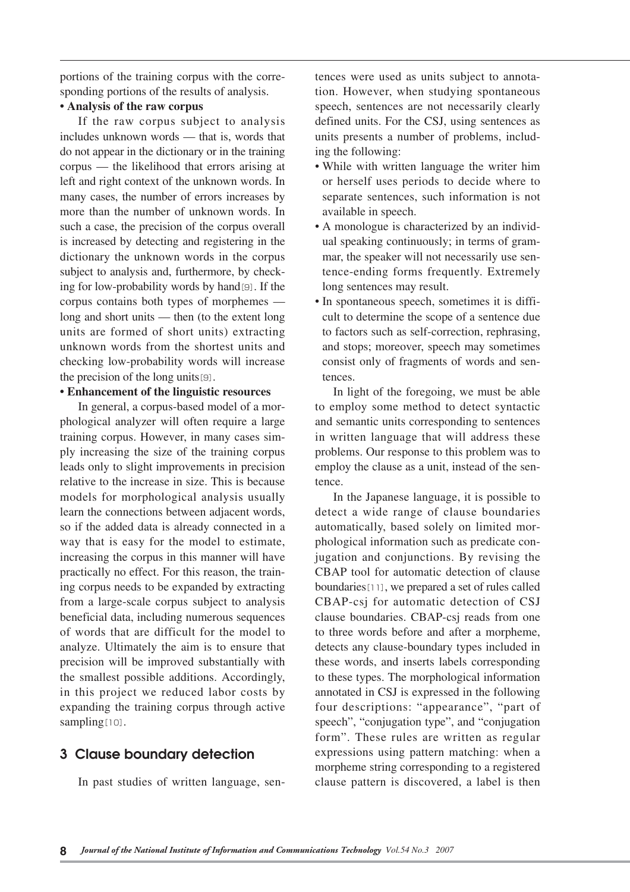portions of the training corpus with the corresponding portions of the results of analysis.

**• Analysis of the raw corpus**

If the raw corpus subject to analysis includes unknown words — that is, words that do not appear in the dictionary or in the training corpus — the likelihood that errors arising at left and right context of the unknown words. In many cases, the number of errors increases by more than the number of unknown words. In such a case, the precision of the corpus overall is increased by detecting and registering in the dictionary the unknown words in the corpus subject to analysis and, furthermore, by checking for low-probability words by hand[9]. If the corpus contains both types of morphemes — long and short units — then (to the extent long units are formed of short units) extracting unknown words from the shortest units and checking low-probability words will increase the precision of the long units[9].

**• Enhancement of the linguistic resources**

In general, a corpus-based model of a morphological analyzer will often require a large training corpus. However, in many cases simply increasing the size of the training corpus leads only to slight improvements in precision relative to the increase in size. This is because models for morphological analysis usually learn the connections between adjacent words, so if the added data is already connected in a way that is easy for the model to estimate, increasing the corpus in this manner will have practically no effect. For this reason, the training corpus needs to be expanded by extracting from a large-scale corpus subject to analysis beneficial data, including numerous sequences of words that are difficult for the model to analyze. Ultimately the aim is to ensure that precision will be improved substantially with the smallest possible additions. Accordingly, in this project we reduced labor costs by expanding the training corpus through active sampling[10].

## 3 Clause boundary detection

In past studies of written language, sentences were used as units subject to annotation. However, when studying spontaneous speech, sentences are not necessarily clearly defined units. For the CSJ, using sentences as units presents a number of problems, including the following:

- While with written language the writer him or herself uses periods to decide where to separate sentences, such information is not available in speech.
- A monologue is characterized by an individual speaking continuously; in terms of grammar, the speaker will not necessarily use sentence-ending forms frequently. Extremely long sentences may result.
- In spontaneous speech, sometimes it is difficult to determine the scope of a sentence due to factors such as self-correction, rephrasing, and stops; moreover, speech may sometimes consist only of fragments of words and sentences.

In light of the foregoing, we must be able to employ some method to detect syntactic and semantic units corresponding to sentences in written language that will address these problems. Our response to this problem was to employ the clause as a unit, instead of the sentence.

In the Japanese language, it is possible to detect a wide range of clause boundaries automatically, based solely on limited morphological information such as predicate conjugation and conjunctions. By revising the CBAP tool for automatic detection of clause boundaries[11], we prepared a set of rules called CBAP-csj for automatic detection of CSJ clause boundaries. CBAP-csj reads from one to three words before and after a morpheme, detects any clause-boundary types included in these words, and inserts labels corresponding to these types. The morphological information annotated in CSJ is expressed in the following four descriptions: "appearance", "part of speech", "conjugation type", and "conjugation form". These rules are written as regular expressions using pattern matching: when a morpheme string corresponding to a registered clause pattern is discovered, a label is then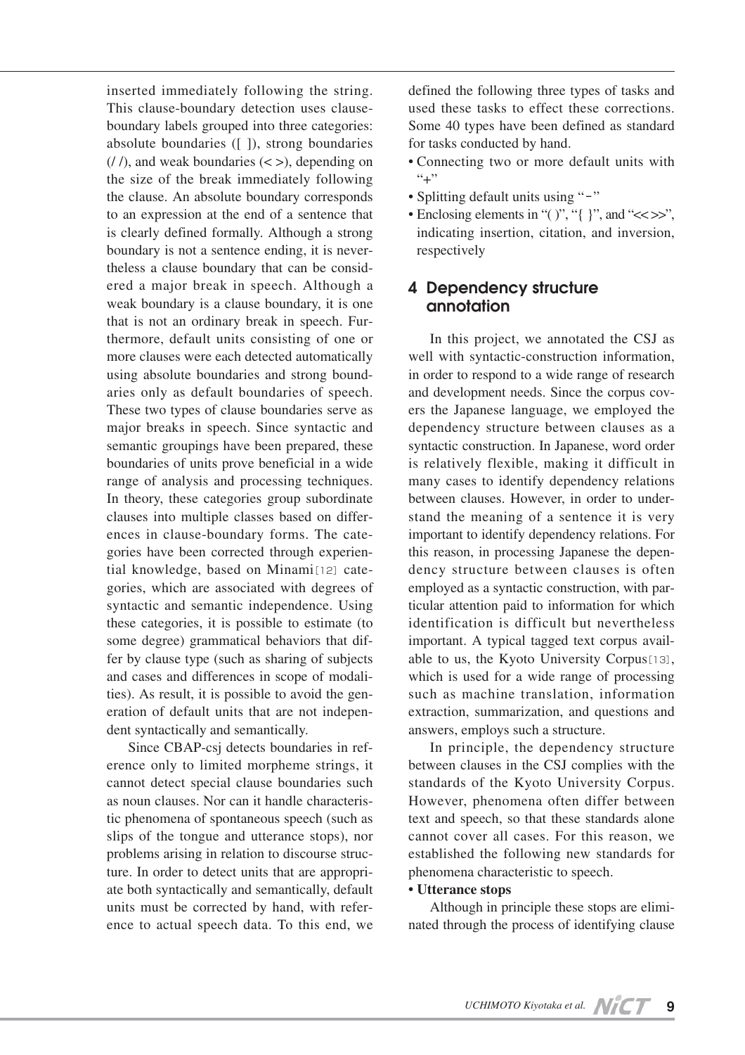inserted immediately following the string. This clause-boundary detection uses clause-boundary labels grouped into three categories: absolute boundaries ([ ]), strong boundaries (/ /), and weak boundaries (< >), depending on the size of the break immediately following the clause. An absolute boundary corresponds to an expression at the end of a sentence that is clearly defined formally. Although a strong boundary is not a sentence ending, it is nevertheless a clause boundary that can be considered a major break in speech. Although a weak boundary is a clause boundary, it is one that is not an ordinary break in speech. Furthermore, default units consisting of one or more clauses were each detected automatically using absolute boundaries and strong boundaries only as default boundaries of speech. These two types of clause boundaries serve as major breaks in speech. Since syntactic and semantic groupings have been prepared, these boundaries of units prove beneficial in a wide range of analysis and processing techniques. In theory, these categories group subordinate clauses into multiple classes based on differences in clause-boundary forms. The categories have been corrected through experiential knowledge, based on Minami[12] categories, which are associated with degrees of syntactic and semantic independence. Using these categories, it is possible to estimate (to some degree) grammatical behaviors that differ by clause type (such as sharing of subjects and cases and differences in scope of modalities). As result, it is possible to avoid the generation of default units that are not independent syntactically and semantically.

Since CBAP-csj detects boundaries in reference only to limited morpheme strings, it cannot detect special clause boundaries such as noun clauses. Nor can it handle characteristic phenomena of spontaneous speech (such as slips of the tongue and utterance stops), nor problems arising in relation to discourse structure. In order to detect units that are appropriate both syntactically and semantically, default units must be corrected by hand, with reference to actual speech data. To this end, we defined the following three types of tasks and used these tasks to effect these corrections. Some 40 types have been defined as standard for tasks conducted by hand.

- Connecting two or more default units with "+"
- Splitting default units using "-"
- Enclosing elements in "( )", "{ }", and "<< >>", indicating insertion, citation, and inversion, respectively

## 4 Dependency structure annotation

In this project, we annotated the CSJ as well with syntactic-construction information, in order to respond to a wide range of research and development needs. Since the corpus covers the Japanese language, we employed the dependency structure between clauses as a syntactic construction. In Japanese, word order is relatively flexible, making it difficult in many cases to identify dependency relations between clauses. However, in order to understand the meaning of a sentence it is very important to identify dependency relations. For this reason, in processing Japanese the dependency structure between clauses is often employed as a syntactic construction, with particular attention paid to information for which identification is difficult but nevertheless important. A typical tagged text corpus available to us, the Kyoto University Corpus[13], which is used for a wide range of processing such as machine translation, information extraction, summarization, and questions and answers, employs such a structure.

In principle, the dependency structure between clauses in the CSJ complies with the standards of the Kyoto University Corpus. However, phenomena often differ between text and speech, so that these standards alone cannot cover all cases. For this reason, we established the following new standards for phenomena characteristic to speech.

**• Utterance stops**

Although in principle these stops are eliminated through the process of identifying clause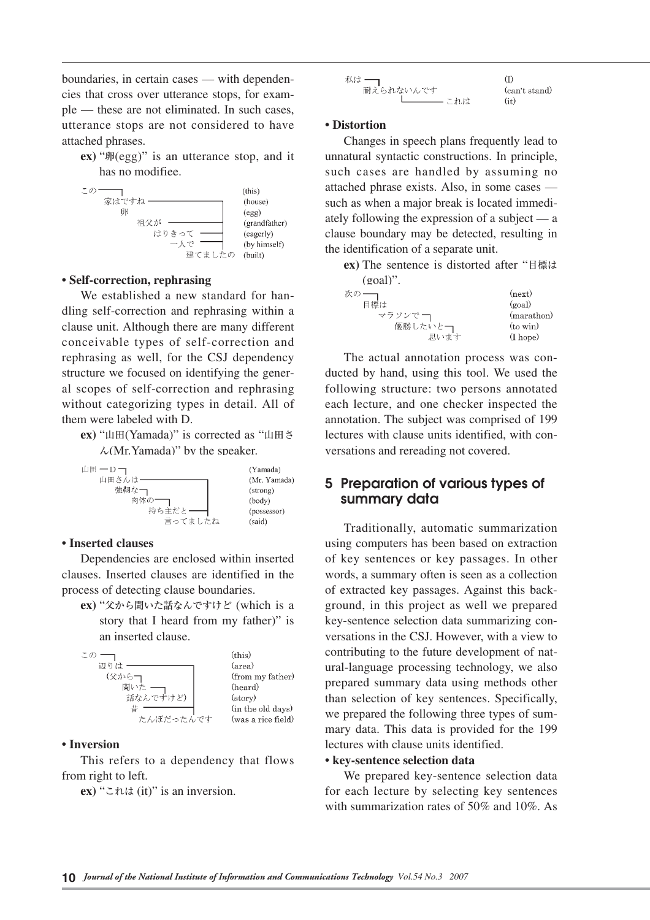boundaries, in certain cases — with dependencies that cross over utterance stops, for example — these are not eliminated. In such cases, utterance stops are not considered to have attached phrases.

**ex)** "卵(egg)" is an utterance stop, and it has no modifiee.

```
この ──┐                        (this)
  家はですね ──────────┐         (house)
     卵                 │        (egg)
       祖父が ─────────┤         (grandfather)
         はりきって ───┤         (eagerly)
             一人で ───┤         (by himself)
              建てましたの       (built)
```

**• Self-correction, rephrasing**

We established a new standard for handling self-correction and rephrasing within a clause unit. Although there are many different conceivable types of self-correction and rephrasing as well, for the CSJ dependency structure we focused on identifying the general scopes of self-correction and rephrasing without categorizing types in detail. All of them were labeled with D.

**ex)** "山田(Yamada)" is corrected as "山田さん(Mr.Yamada)" by the speaker.

```
山田 ─D┐                        (Yamada)
  山田さんは ─────────┐          (Mr. Yamada)
     強靭な ┐          │         (strong)
       肉体の ┐        │         (body)
         持ち主だと ───┤         (possessor)
             言ってましたね      (said)
```

**• Inserted clauses**

Dependencies are enclosed within inserted clauses. Inserted clauses are identified in the process of detecting clause boundaries.

**ex)** "父から聞いた話なんですけど (which is a story that I heard from my father)" is an inserted clause.

```
この ──┐                        (this)
  辺りは ─────────────┐          (area)
   (父から┐            │         (from my father)
     聞いた ─┐         │         (heard)
       話なんですけど)  │         (story)
       昔 ─────────────┤         (in the old days)
         たんぼだったんです      (was a rice field)
```

**• Inversion**

This refers to a dependency that flows from right to left.

**ex)** "これは (it)" is an inversion.

```
私は ──┐                        (I)
  耐えられないんです            (can't stand)
     └──────── これは           (it)
```

**• Distortion**

Changes in speech plans frequently lead to unnatural syntactic constructions. In principle, such cases are handled by assuming no attached phrase exists. Also, in some cases — such as when a major break is located immediately following the expression of a subject — a clause boundary may be detected, resulting in the identification of a separate unit.

**ex)** The sentence is distorted after "目標は (goal)".

```
次の ──┐                        (next)
  目標は                        (goal)
    マラソンで ┐                (marathon)
      優勝したいと ┐            (to win)
           思います             (I hope)
```

The actual annotation process was conducted by hand, using this tool. We used the following structure: two persons annotated each lecture, and one checker inspected the annotation. The subject was comprised of 199 lectures with clause units identified, with conversations and rereading not covered.

## 5 Preparation of various types of summary data

Traditionally, automatic summarization using computers has been based on extraction of key sentences or key passages. In other words, a summary often is seen as a collection of extracted key passages. Against this background, in this project as well we prepared key-sentence selection data summarizing conversations in the CSJ. However, with a view to contributing to the future development of natural-language processing technology, we also prepared summary data using methods other than selection of key sentences. Specifically, we prepared the following three types of summary data. This data is provided for the 199 lectures with clause units identified.

**• key-sentence selection data**

We prepared key-sentence selection data for each lecture by selecting key sentences with summarization rates of 50% and 10%. As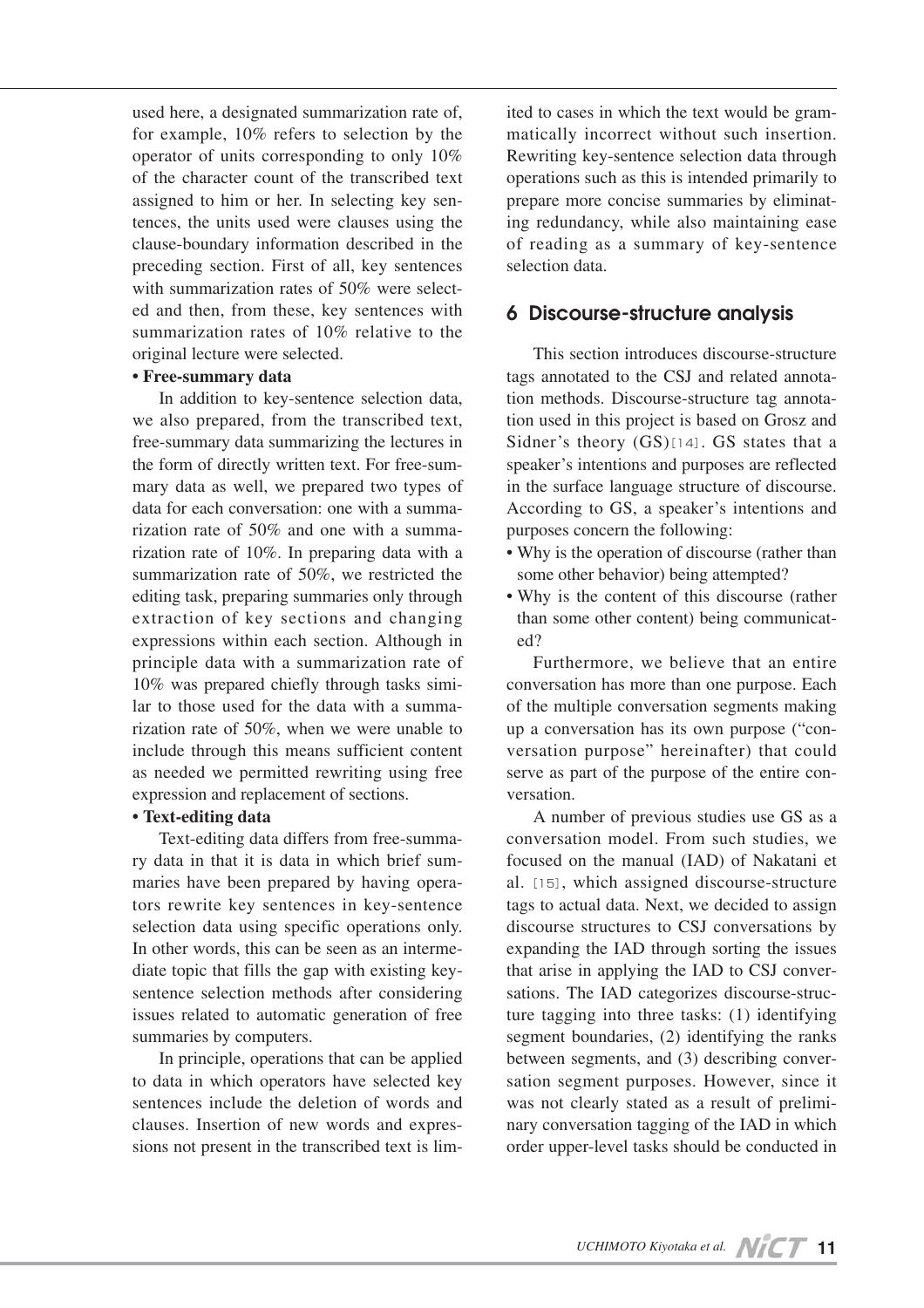used here, a designated summarization rate of, for example, 10% refers to selection by the operator of units corresponding to only 10% of the character count of the transcribed text assigned to him or her. In selecting key sentences, the units used were clauses using the clause-boundary information described in the preceding section. First of all, key sentences with summarization rates of 50% were selected and then, from these, key sentences with summarization rates of 10% relative to the original lecture were selected.

**• Free-summary data**

In addition to key-sentence selection data, we also prepared, from the transcribed text, free-summary data summarizing the lectures in the form of directly written text. For free-summary data as well, we prepared two types of data for each conversation: one with a summarization rate of 50% and one with a summarization rate of 10%. In preparing data with a summarization rate of 50%, we restricted the editing task, preparing summaries only through extraction of key sections and changing expressions within each section. Although in principle data with a summarization rate of 10% was prepared chiefly through tasks similar to those used for the data with a summarization rate of 50%, when we were unable to include through this means sufficient content as needed we permitted rewriting using free expression and replacement of sections.

**• Text-editing data**

Text-editing data differs from free-summary data in that it is data in which brief summaries have been prepared by having operators rewrite key sentences in key-sentence selection data using specific operations only. In other words, this can be seen as an intermediate topic that fills the gap with existing key-sentence selection methods after considering issues related to automatic generation of free summaries by computers.

In principle, operations that can be applied to data in which operators have selected key sentences include the deletion of words and clauses. Insertion of new words and expressions not present in the transcribed text is limited to cases in which the text would be grammatically incorrect without such insertion. Rewriting key-sentence selection data through operations such as this is intended primarily to prepare more concise summaries by eliminating redundancy, while also maintaining ease of reading as a summary of key-sentence selection data.

## 6 Discourse-structure analysis

This section introduces discourse-structure tags annotated to the CSJ and related annotation methods. Discourse-structure tag annotation used in this project is based on Grosz and Sidner's theory (GS)[14]. GS states that a speaker's intentions and purposes are reflected in the surface language structure of discourse. According to GS, a speaker's intentions and purposes concern the following:

- Why is the operation of discourse (rather than some other behavior) being attempted?
- Why is the content of this discourse (rather than some other content) being communicated?

Furthermore, we believe that an entire conversation has more than one purpose. Each of the multiple conversation segments making up a conversation has its own purpose ("conversation purpose" hereinafter) that could serve as part of the purpose of the entire conversation.

A number of previous studies use GS as a conversation model. From such studies, we focused on the manual (IAD) of Nakatani et al. [15], which assigned discourse-structure tags to actual data. Next, we decided to assign discourse structures to CSJ conversations by expanding the IAD through sorting the issues that arise in applying the IAD to CSJ conversations. The IAD categorizes discourse-structure tagging into three tasks: (1) identifying segment boundaries, (2) identifying the ranks between segments, and (3) describing conversation segment purposes. However, since it was not clearly stated as a result of preliminary conversation tagging of the IAD in which order upper-level tasks should be conducted in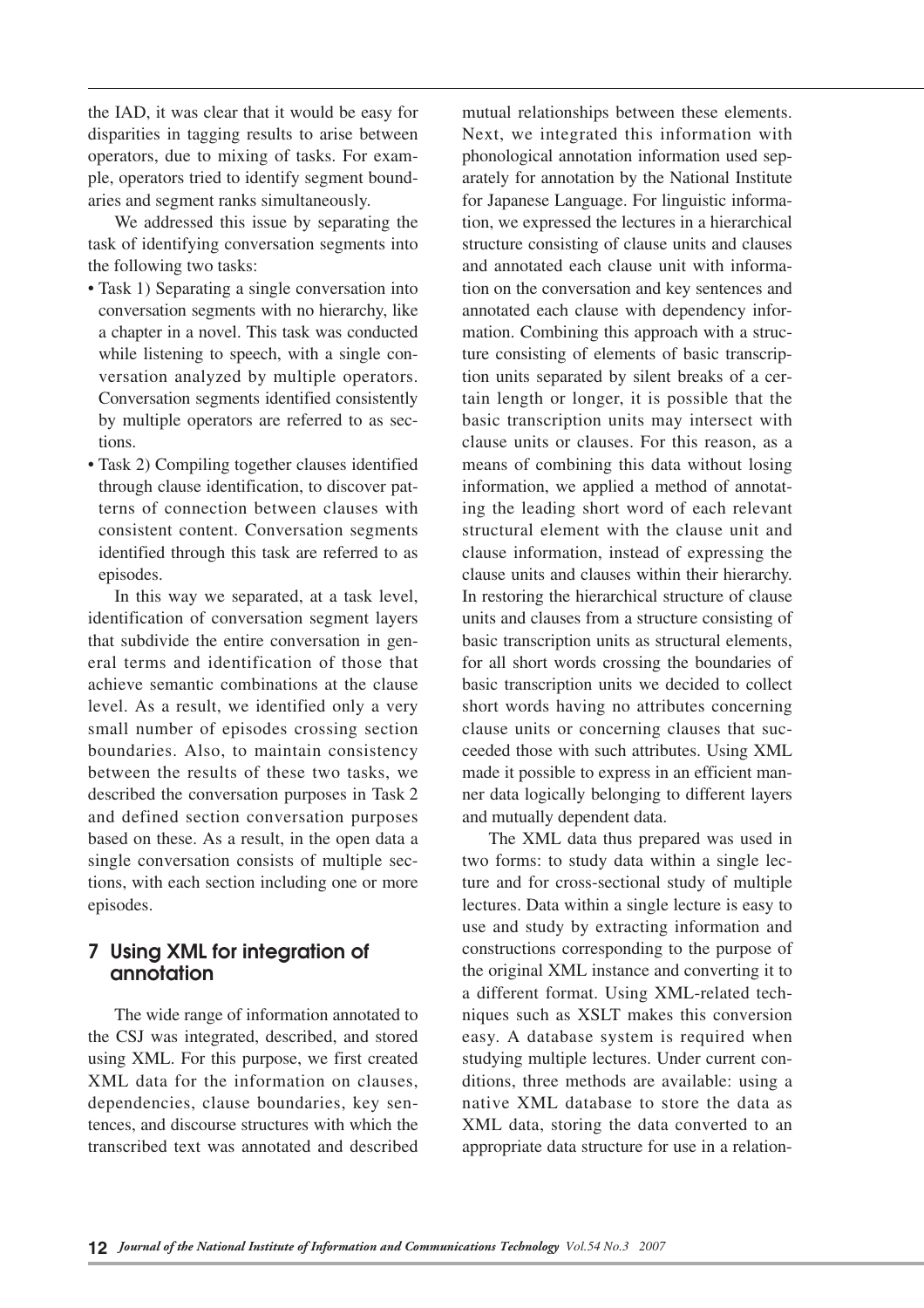the IAD, it was clear that it would be easy for disparities in tagging results to arise between operators, due to mixing of tasks. For example, operators tried to identify segment boundaries and segment ranks simultaneously.

We addressed this issue by separating the task of identifying conversation segments into the following two tasks:

- Task 1) Separating a single conversation into conversation segments with no hierarchy, like a chapter in a novel. This task was conducted while listening to speech, with a single conversation analyzed by multiple operators. Conversation segments identified consistently by multiple operators are referred to as sections.
- Task 2) Compiling together clauses identified through clause identification, to discover patterns of connection between clauses with consistent content. Conversation segments identified through this task are referred to as episodes.

In this way we separated, at a task level, identification of conversation segment layers that subdivide the entire conversation in general terms and identification of those that achieve semantic combinations at the clause level. As a result, we identified only a very small number of episodes crossing section boundaries. Also, to maintain consistency between the results of these two tasks, we described the conversation purposes in Task 2 and defined section conversation purposes based on these. As a result, in the open data a single conversation consists of multiple sections, with each section including one or more episodes.

## 7 Using XML for integration of annotation

The wide range of information annotated to the CSJ was integrated, described, and stored using XML. For this purpose, we first created XML data for the information on clauses, dependencies, clause boundaries, key sentences, and discourse structures with which the transcribed text was annotated and described mutual relationships between these elements. Next, we integrated this information with phonological annotation information used separately for annotation by the National Institute for Japanese Language. For linguistic information, we expressed the lectures in a hierarchical structure consisting of clause units and clauses and annotated each clause unit with information on the conversation and key sentences and annotated each clause with dependency information. Combining this approach with a structure consisting of elements of basic transcription units separated by silent breaks of a certain length or longer, it is possible that the basic transcription units may intersect with clause units or clauses. For this reason, as a means of combining this data without losing information, we applied a method of annotating the leading short word of each relevant structural element with the clause unit and clause information, instead of expressing the clause units and clauses within their hierarchy. In restoring the hierarchical structure of clause units and clauses from a structure consisting of basic transcription units as structural elements, for all short words crossing the boundaries of basic transcription units we decided to collect short words having no attributes concerning clause units or concerning clauses that succeeded those with such attributes. Using XML made it possible to express in an efficient manner data logically belonging to different layers and mutually dependent data.

The XML data thus prepared was used in two forms: to study data within a single lecture and for cross-sectional study of multiple lectures. Data within a single lecture is easy to use and study by extracting information and constructions corresponding to the purpose of the original XML instance and converting it to a different format. Using XML-related techniques such as XSLT makes this conversion easy. A database system is required when studying multiple lectures. Under current conditions, three methods are available: using a native XML database to store the data as XML data, storing the data converted to an appropriate data structure for use in a relation-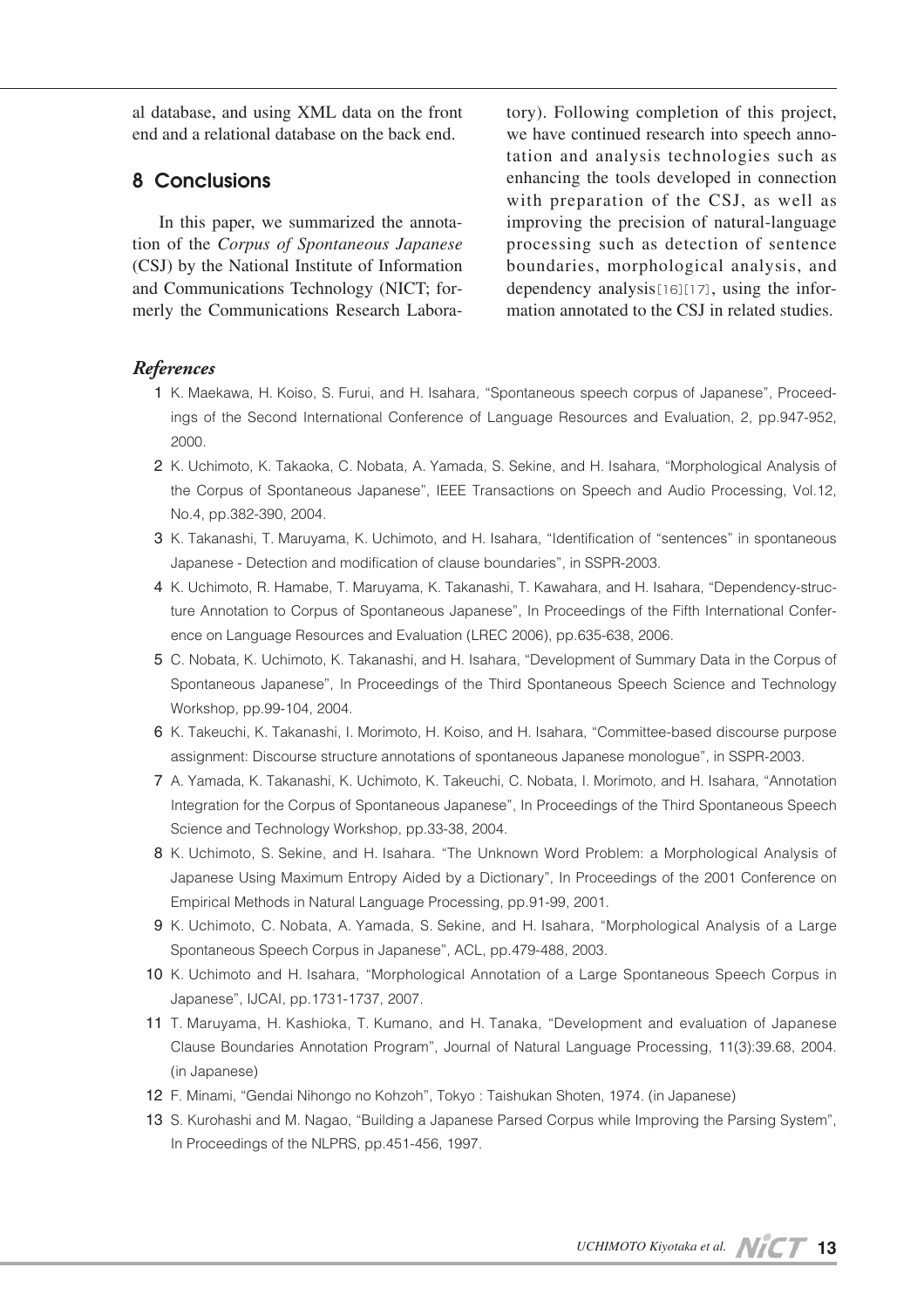al database, and using XML data on the front end and a relational database on the back end.

## 8 Conclusions

In this paper, we summarized the annotation of the *Corpus of Spontaneous Japanese* (CSJ) by the National Institute of Information and Communications Technology (NICT; formerly the Communications Research Laboratory). Following completion of this project, we have continued research into speech annotation and analysis technologies such as enhancing the tools developed in connection with preparation of the CSJ, as well as improving the precision of natural-language processing such as detection of sentence boundaries, morphological analysis, and dependency analysis[16][17], using the information annotated to the CSJ in related studies.

### *References*

1 K. Maekawa, H. Koiso, S. Furui, and H. Isahara, "Spontaneous speech corpus of Japanese", Proceedings of the Second International Conference of Language Resources and Evaluation, 2, pp.947-952, 2000.

2 K. Uchimoto, K. Takaoka, C. Nobata, A. Yamada, S. Sekine, and H. Isahara, "Morphological Analysis of the Corpus of Spontaneous Japanese", IEEE Transactions on Speech and Audio Processing, Vol.12, No.4, pp.382-390, 2004.

3 K. Takanashi, T. Maruyama, K. Uchimoto, and H. Isahara, "Identification of "sentences" in spontaneous Japanese - Detection and modification of clause boundaries", in SSPR-2003.

4 K. Uchimoto, R. Hamabe, T. Maruyama, K. Takanashi, T. Kawahara, and H. Isahara, "Dependency-structure Annotation to Corpus of Spontaneous Japanese", In Proceedings of the Fifth International Conference on Language Resources and Evaluation (LREC 2006), pp.635-638, 2006.

5 C. Nobata, K. Uchimoto, K. Takanashi, and H. Isahara, "Development of Summary Data in the Corpus of Spontaneous Japanese", In Proceedings of the Third Spontaneous Speech Science and Technology Workshop, pp.99-104, 2004.

6 K. Takeuchi, K. Takanashi, I. Morimoto, H. Koiso, and H. Isahara, "Committee-based discourse purpose assignment: Discourse structure annotations of spontaneous Japanese monologue", in SSPR-2003.

7 A. Yamada, K. Takanashi, K. Uchimoto, K. Takeuchi, C. Nobata, I. Morimoto, and H. Isahara, "Annotation Integration for the Corpus of Spontaneous Japanese", In Proceedings of the Third Spontaneous Speech Science and Technology Workshop, pp.33-38, 2004.

8 K. Uchimoto, S. Sekine, and H. Isahara. "The Unknown Word Problem: a Morphological Analysis of Japanese Using Maximum Entropy Aided by a Dictionary", In Proceedings of the 2001 Conference on Empirical Methods in Natural Language Processing, pp.91-99, 2001.

9 K. Uchimoto, C. Nobata, A. Yamada, S. Sekine, and H. Isahara, "Morphological Analysis of a Large Spontaneous Speech Corpus in Japanese", ACL, pp.479-488, 2003.

10 K. Uchimoto and H. Isahara, "Morphological Annotation of a Large Spontaneous Speech Corpus in Japanese", IJCAI, pp.1731-1737, 2007.

11 T. Maruyama, H. Kashioka, T. Kumano, and H. Tanaka, "Development and evaluation of Japanese Clause Boundaries Annotation Program", Journal of Natural Language Processing, 11(3):39.68, 2004. (in Japanese)

12 F. Minami, "Gendai Nihongo no Kohzoh", Tokyo : Taishukan Shoten, 1974. (in Japanese)

13 S. Kurohashi and M. Nagao, "Building a Japanese Parsed Corpus while Improving the Parsing System", In Proceedings of the NLPRS, pp.451-456, 1997.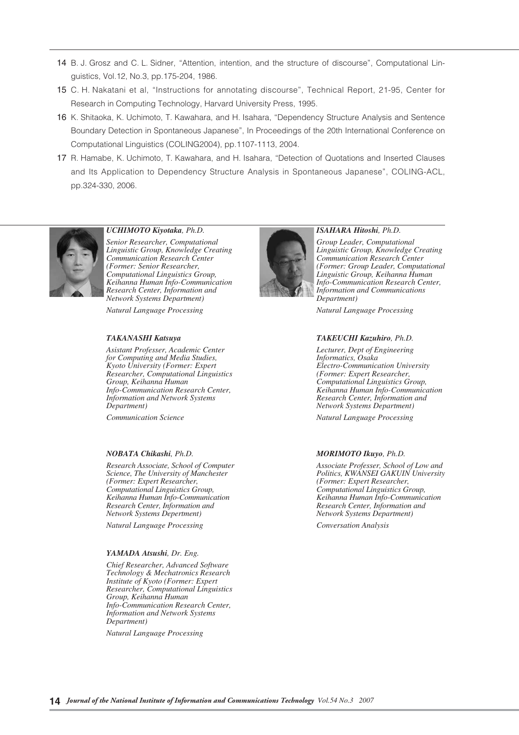14 B. J. Grosz and C. L. Sidner, "Attention, intention, and the structure of discourse", Computational Linguistics, Vol.12, No.3, pp.175-204, 1986.

15 C. H. Nakatani et al, "Instructions for annotating discourse", Technical Report, 21-95, Center for Research in Computing Technology, Harvard University Press, 1995.

16 K. Shitaoka, K. Uchimoto, T. Kawahara, and H. Isahara, "Dependency Structure Analysis and Sentence Boundary Detection in Spontaneous Japanese", In Proceedings of the 20th International Conference on Computational Linguistics (COLING2004), pp.1107-1113, 2004.

17 R. Hamabe, K. Uchimoto, T. Kawahara, and H. Isahara, "Detection of Quotations and Inserted Clauses and Its Application to Dependency Structure Analysis in Spontaneous Japanese", COLING-ACL, pp.324-330, 2006.

---

***UCHIMOTO Kiyotaka**, Ph.D.*

*Senior Researcher, Computational Linguistic Group, Knowledge Creating Communication Research Center (Former: Senior Researcher, Computational Linguistics Group, Keihanna Human Info-Communication Research Center, Information and Network Systems Department)*

*Natural Language Processing*

***ISAHARA Hitoshi**, Ph.D.*

*Group Leader, Computational Linguistic Group, Knowledge Creating Communication Research Center (Former: Group Leader, Computational Linguistic Group, Keihanna Human Info-Communication Research Center, Information and Communications Department)*

*Natural Language Processing*

***TAKANASHI Katsuya***

*Asistant Professer, Academic Center for Computing and Media Studies, Kyoto University (Former: Expert Researcher, Computational Linguistics Group, Keihanna Human Info-Communication Research Center, Information and Network Systems Department)*

*Communication Science*

***TAKEUCHI Kazuhiro**, Ph.D.*

*Lecturer, Dept of Engineering Informatics, Osaka Electro-Communication University (Former: Expert Researcher, Computational Linguistics Group, Keihanna Human Info-Communication Research Center, Information and Network Systems Department)*

*Natural Language Processing*

***NOBATA Chikashi**, Ph.D.*

*Research Associate, School of Computer Science, The University of Manchester (Former: Expert Researcher, Computational Linguistics Group, Keihanna Human Info-Communication Research Center, Information and Network Systems Depertment)*

*Natural Language Processing*

***MORIMOTO Ikuyo**, Ph.D.*

*Associate Professer, School of Low and Politics, KWANSEI GAKUIN University (Former: Expert Researcher, Computational Linguistics Group, Keihanna Human Info-Communication Research Center, Information and Network Systems Department)*

*Conversation Analysis*

***YAMADA Atsushi**, Dr. Eng.*

*Chief Researcher, Advanced Software Technology & Mechatronics Research Institute of Kyoto (Former: Expert Researcher, Computational Linguistics Group, Keihanna Human Info-Communication Research Center, Information and Network Systems Department)*

*Natural Language Processing*